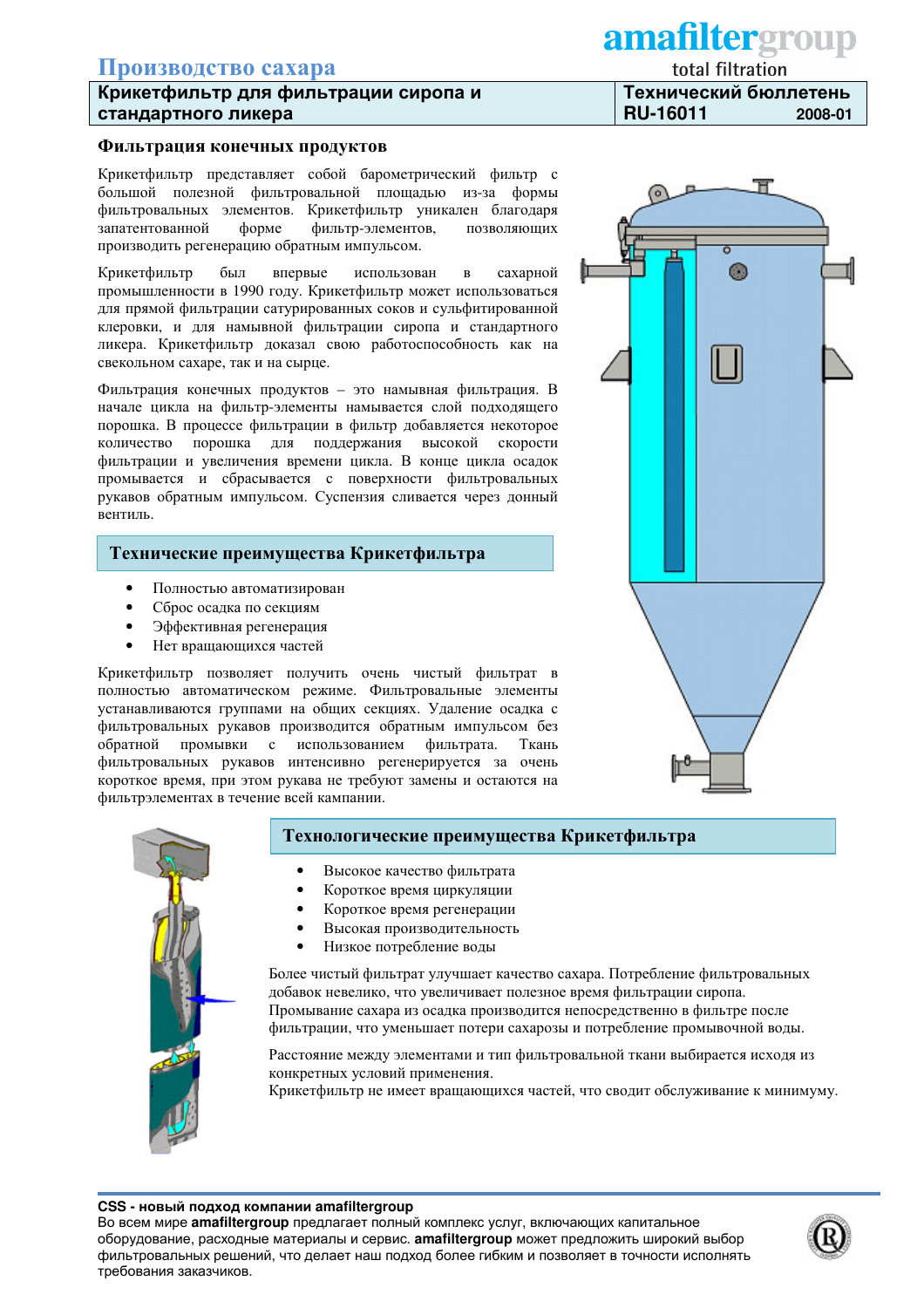**Производство сахара**

**amafiltergroup** total filtration

| Крикетфильтр для фильтрации сиропа и стандартного ликера | Технический бюллетень RU-16011 2008-01 |
|---|---|

## Фильтрация конечных продуктов

Крикетфильтр представляет собой барометрический фильтр с большой полезной фильтровальной площадью из-за формы фильтровальных элементов. Крикетфильтр уникален благодаря запатентованной форме фильтр-элементов, позволяющих производить регенерацию обратным импульсом.

Крикетфильтр был впервые использован в сахарной промышленности в 1990 году. Крикетфильтр может использоваться для прямой фильтрации сатурированных соков и сульфитированной клеровки, и для намывной фильтрации сиропа и стандартного ликера. Крикетфильтр доказал свою работоспособность как на свекольном сахаре, так и на сырце.

Фильтрация конечных продуктов – это намывная фильтрация. В начале цикла на фильтр-элементы намывается слой подходящего порошка. В процессе фильтрации в фильтр добавляется некоторое количество порошка для поддержания высокой скорости фильтрации и увеличения времени цикла. В конце цикла осадок промывается и сбрасывается с поверхности фильтровальных рукавов обратным импульсом. Суспензия сливается через донный вентиль.

## Технические преимущества Крикетфильтра

- Полностью автоматизирован
- Сброс осадка по секциям
- Эффективная регенерация
- Нет вращающихся частей

Крикетфильтр позволяет получить очень чистый фильтрат в полностью автоматическом режиме. Фильтровальные элементы устанавливаются группами на общих секциях. Удаление осадка с фильтровальных рукавов производится обратным импульсом без обратной промывки с использованием фильтрата. Ткань фильтровальных рукавов интенсивно регенерируется за очень короткое время, при этом рукава не требуют замены и остаются на фильтрэлементах в течение всей кампании.

## Технологические преимущества Крикетфильтра

- Высокое качество фильтрата
- Короткое время циркуляции
- Короткое время регенерации
- Высокая производительность
- Низкое потребление воды

Более чистый фильтрат улучшает качество сахара. Потребление фильтровальных добавок невелико, что увеличивает полезное время фильтрации сиропа. Промывание сахара из осадка производится непосредственно в фильтре после фильтрации, что уменьшает потери сахарозы и потребление промывочной воды.

Расстояние между элементами и тип фильтровальной ткани выбирается исходя из конкретных условий применения.
Крикетфильтр не имеет вращающихся частей, что сводит обслуживание к минимуму.

**CSS - новый подход компании amafiltergroup**
Во всем мире **amafiltergroup** предлагает полный комплекс услуг, включающих капитальное оборудование, расходные материалы и сервис. **amafiltergroup** может предложить широкий выбор фильтровальных решений, что делает наш подход более гибким и позволяет в точности исполнять требования заказчиков.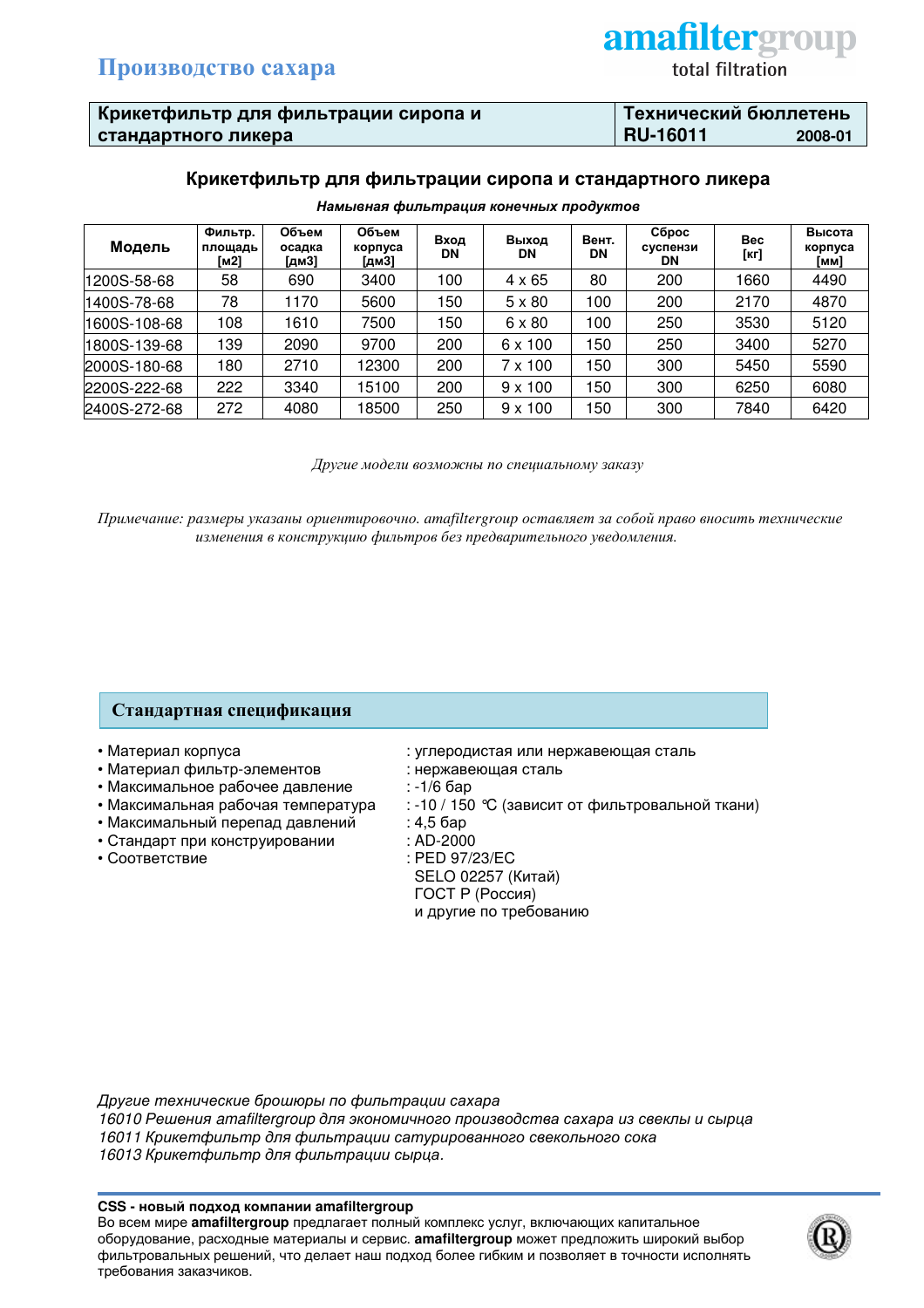## Производство сахара

| Крикетфильтр для фильтрации сиропа и стандартного ликера | Технический бюллетень RU-16011 2008-01 |
|---|---|

### Крикетфильтр для фильтрации сиропа и стандартного ликера

***Намывная фильтрация конечных продуктов***

| Модель | Фильтр. площадь [м2] | Объем осадка [дм3] | Объем корпуса [дм3] | Вход DN | Выход DN | Вент. DN | Сброс суспензи DN | Вес [кг] | Высота корпуса [мм] |
|---|---|---|---|---|---|---|---|---|---|
| 1200S-58-68 | 58 | 690 | 3400 | 100 | 4 x 65 | 80 | 200 | 1660 | 4490 |
| 1400S-78-68 | 78 | 1170 | 5600 | 150 | 5 x 80 | 100 | 200 | 2170 | 4870 |
| 1600S-108-68 | 108 | 1610 | 7500 | 150 | 6 x 80 | 100 | 250 | 3530 | 5120 |
| 1800S-139-68 | 139 | 2090 | 9700 | 200 | 6 x 100 | 150 | 250 | 3400 | 5270 |
| 2000S-180-68 | 180 | 2710 | 12300 | 200 | 7 x 100 | 150 | 300 | 5450 | 5590 |
| 2200S-222-68 | 222 | 3340 | 15100 | 200 | 9 x 100 | 150 | 300 | 6250 | 6080 |
| 2400S-272-68 | 272 | 4080 | 18500 | 250 | 9 x 100 | 150 | 300 | 7840 | 6420 |

*Другие модели возможны по специальному заказу*

*Примечание: размеры указаны ориентировочно. amafiltergroup оставляет за собой право вносить технические изменения в конструкцию фильтров без предварительного уведомления.*

## Стандартная спецификация

- Материал корпуса : углеродистая или нержавеющая сталь
- Материал фильтр-элементов : нержавеющая сталь
- Максимальное рабочее давление : -1/6 бар
- Максимальная рабочая температура : -10 / 150 ℃ (зависит от фильтровальной ткани)
- Максимальный перепад давлений : 4,5 бар
- Стандарт при конструировании : AD-2000
- Соответствие : PED 97/23/EC
  SELO 02257 (Китай)
  ГОСТ Р (Россия)
  и другие по требованию

*Другие технические брошюры по фильтрации сахара*
*16010 Решения amafiltergroup для экономичного производства сахара из свеклы и сырца*
*16011 Крикетфильтр для фильтрации сатурированного свекольного сока*
*16013 Крикетфильтр для фильтрации сырца.*

**CSS - новый подход компании amafiltergroup**
Во всем мире **amafiltergroup** предлагает полный комплекс услуг, включающих капитальное оборудование, расходные материалы и сервис. **amafiltergroup** может предложить широкий выбор фильтровальных решений, что делает наш подход более гибким и позволяет в точности исполнять требования заказчиков.